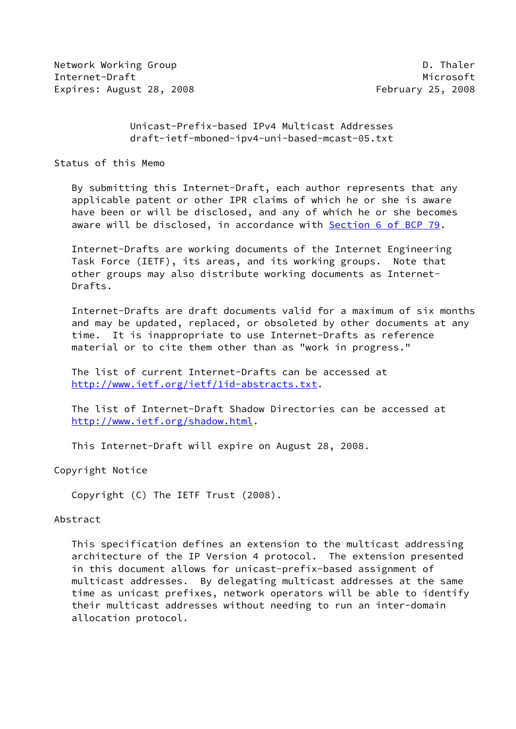Network Working Group D. Thaler
Internet-Draft Microsoft
Expires: August 28, 2008 February 25, 2008

# Unicast-Prefix-based IPv4 Multicast Addresses
draft-ietf-mboned-ipv4-uni-based-mcast-05.txt

## Status of this Memo

By submitting this Internet-Draft, each author represents that any applicable patent or other IPR claims of which he or she is aware have been or will be disclosed, and any of which he or she becomes aware will be disclosed, in accordance with Section 6 of BCP 79.

Internet-Drafts are working documents of the Internet Engineering Task Force (IETF), its areas, and its working groups. Note that other groups may also distribute working documents as Internet-Drafts.

Internet-Drafts are draft documents valid for a maximum of six months and may be updated, replaced, or obsoleted by other documents at any time. It is inappropriate to use Internet-Drafts as reference material or to cite them other than as "work in progress."

The list of current Internet-Drafts can be accessed at http://www.ietf.org/ietf/1id-abstracts.txt.

The list of Internet-Draft Shadow Directories can be accessed at http://www.ietf.org/shadow.html.

This Internet-Draft will expire on August 28, 2008.

## Copyright Notice

Copyright (C) The IETF Trust (2008).

## Abstract

This specification defines an extension to the multicast addressing architecture of the IP Version 4 protocol. The extension presented in this document allows for unicast-prefix-based assignment of multicast addresses. By delegating multicast addresses at the same time as unicast prefixes, network operators will be able to identify their multicast addresses without needing to run an inter-domain allocation protocol.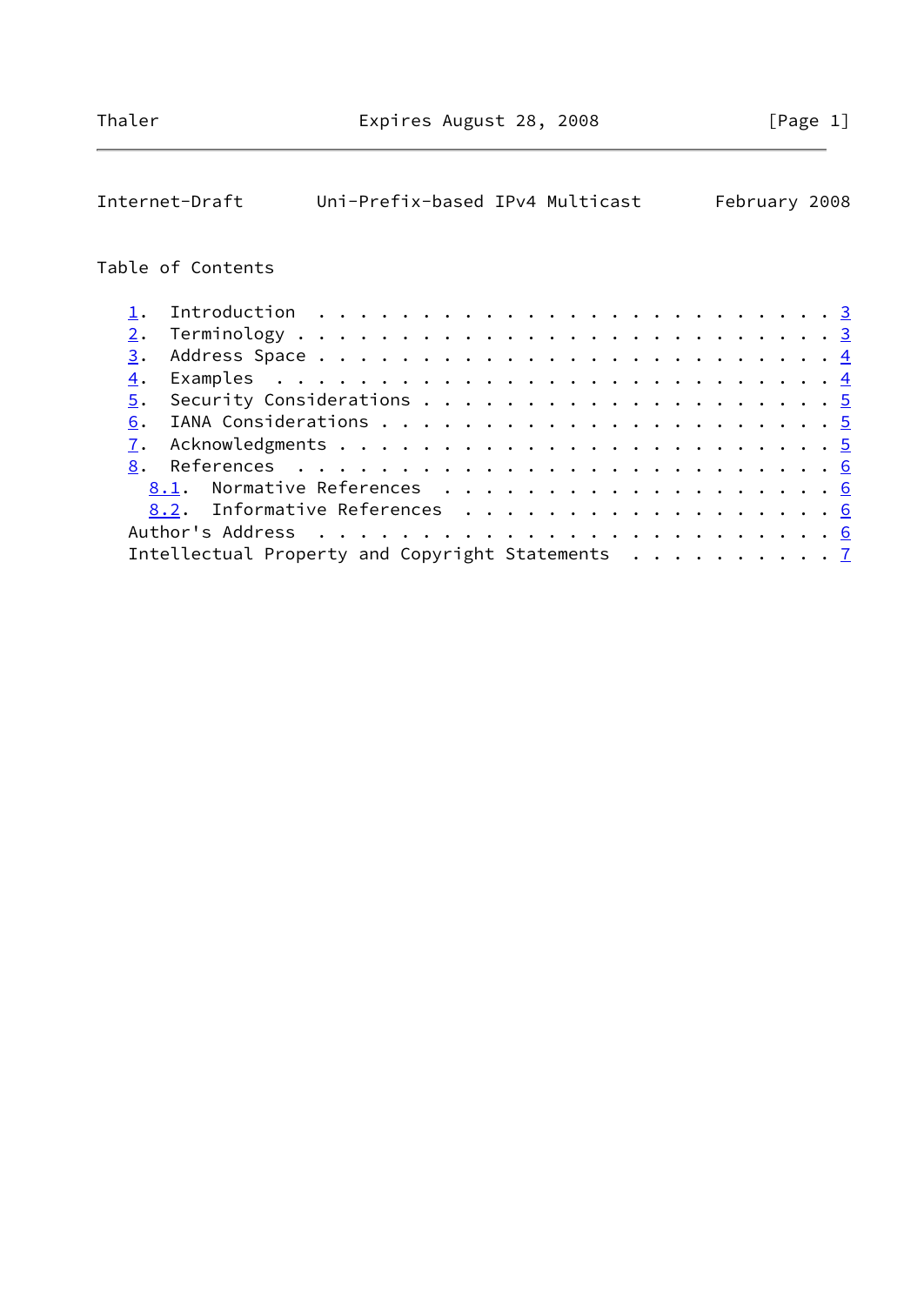Table of Contents

1. Introduction . . . . . . . . . . . . . . . . . . . . . . . . 3
2. Terminology . . . . . . . . . . . . . . . . . . . . . . . . . 3
3. Address Space . . . . . . . . . . . . . . . . . . . . . . . . 4
4. Examples . . . . . . . . . . . . . . . . . . . . . . . . . . 4
5. Security Considerations . . . . . . . . . . . . . . . . . . . 5
6. IANA Considerations . . . . . . . . . . . . . . . . . . . . . 5
7. Acknowledgments . . . . . . . . . . . . . . . . . . . . . . . 5
8. References . . . . . . . . . . . . . . . . . . . . . . . . . 6
   8.1. Normative References . . . . . . . . . . . . . . . . . . 6
   8.2. Informative References . . . . . . . . . . . . . . . . . 6
Author's Address . . . . . . . . . . . . . . . . . . . . . . . . 6
Intellectual Property and Copyright Statements . . . . . . . . . 7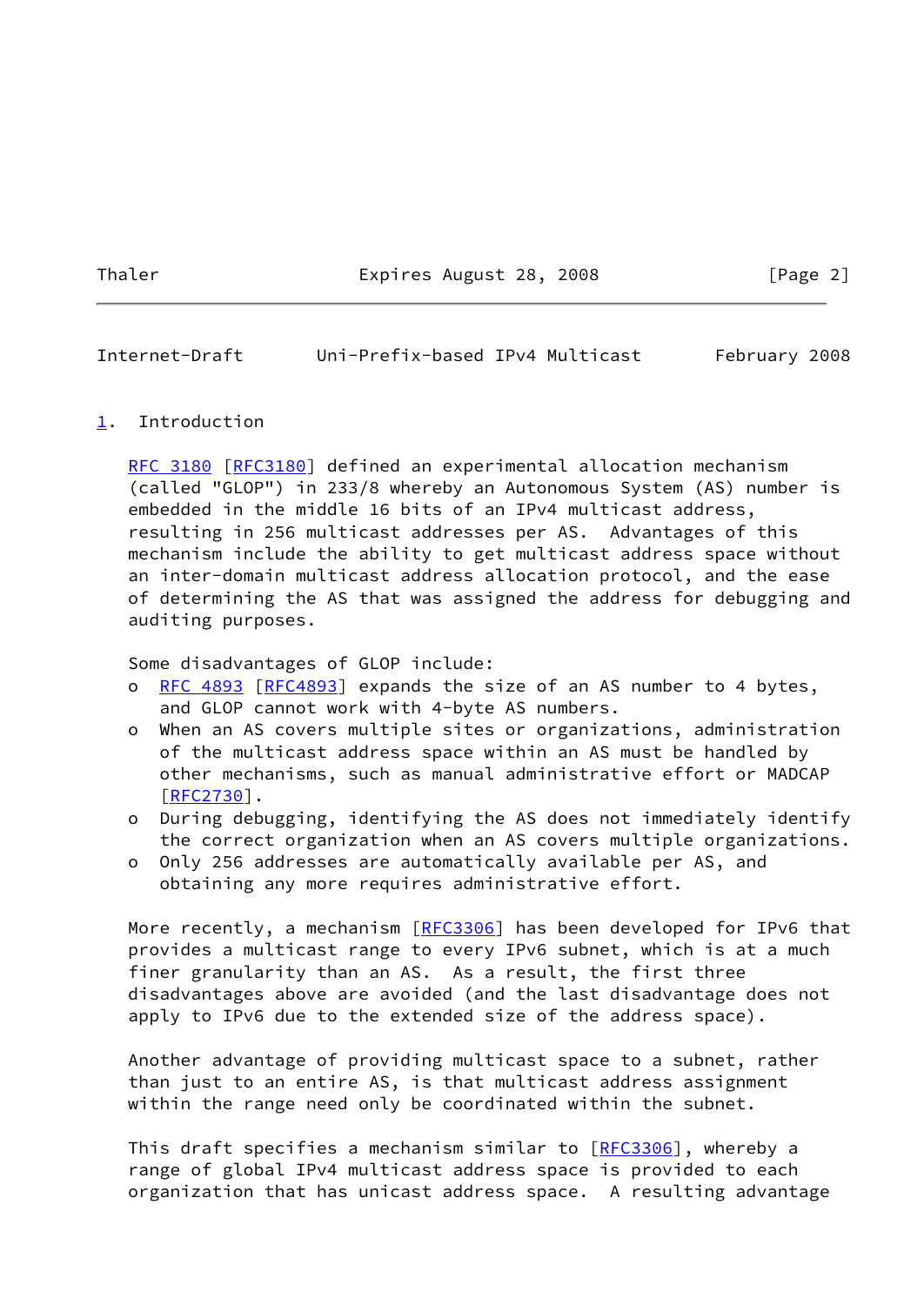## 1. Introduction

RFC 3180 [RFC3180] defined an experimental allocation mechanism (called "GLOP") in 233/8 whereby an Autonomous System (AS) number is embedded in the middle 16 bits of an IPv4 multicast address, resulting in 256 multicast addresses per AS. Advantages of this mechanism include the ability to get multicast address space without an inter-domain multicast address allocation protocol, and the ease of determining the AS that was assigned the address for debugging and auditing purposes.

Some disadvantages of GLOP include:

- RFC 4893 [RFC4893] expands the size of an AS number to 4 bytes, and GLOP cannot work with 4-byte AS numbers.
- When an AS covers multiple sites or organizations, administration of the multicast address space within an AS must be handled by other mechanisms, such as manual administrative effort or MADCAP [RFC2730].
- During debugging, identifying the AS does not immediately identify the correct organization when an AS covers multiple organizations.
- Only 256 addresses are automatically available per AS, and obtaining any more requires administrative effort.

More recently, a mechanism [RFC3306] has been developed for IPv6 that provides a multicast range to every IPv6 subnet, which is at a much finer granularity than an AS. As a result, the first three disadvantages above are avoided (and the last disadvantage does not apply to IPv6 due to the extended size of the address space).

Another advantage of providing multicast space to a subnet, rather than just to an entire AS, is that multicast address assignment within the range need only be coordinated within the subnet.

This draft specifies a mechanism similar to [RFC3306], whereby a range of global IPv4 multicast address space is provided to each organization that has unicast address space. A resulting advantage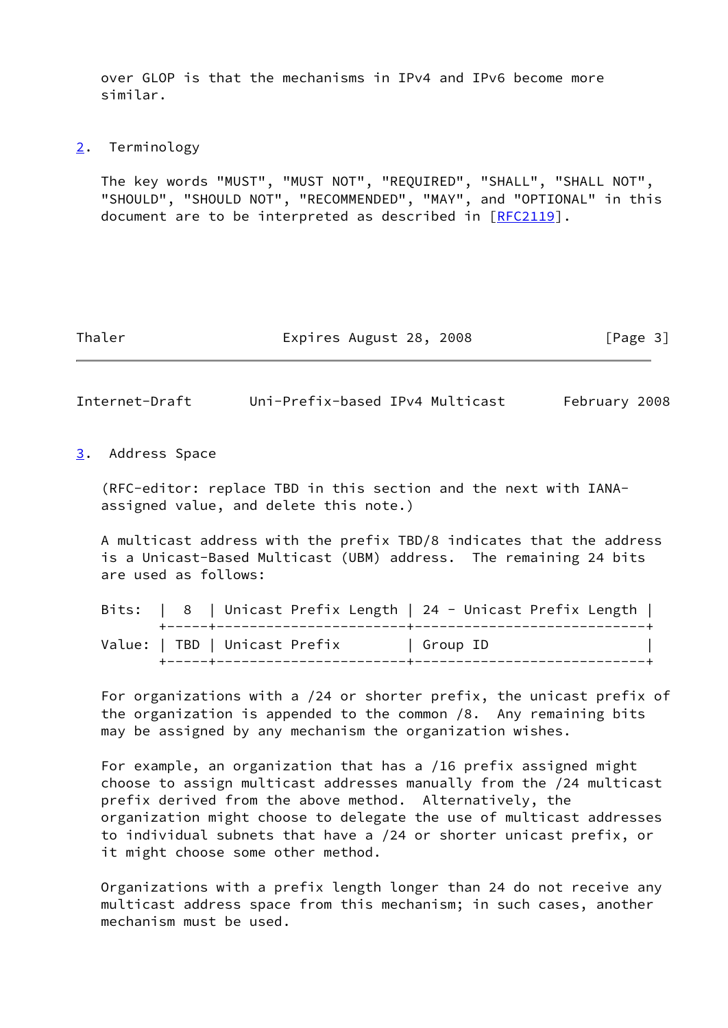over GLOP is that the mechanisms in IPv4 and IPv6 become more similar.

## 2. Terminology

The key words "MUST", "MUST NOT", "REQUIRED", "SHALL", "SHALL NOT", "SHOULD", "SHOULD NOT", "RECOMMENDED", "MAY", and "OPTIONAL" in this document are to be interpreted as described in [RFC2119].

## 3. Address Space

(RFC-editor: replace TBD in this section and the next with IANA-assigned value, and delete this note.)

A multicast address with the prefix TBD/8 indicates that the address is a Unicast-Based Multicast (UBM) address. The remaining 24 bits are used as follows:

| Bits: | 8 | Unicast Prefix Length | 24 - Unicast Prefix Length |
|---|---|---|---|
| Value: | TBD | Unicast Prefix | Group ID |

For organizations with a /24 or shorter prefix, the unicast prefix of the organization is appended to the common /8. Any remaining bits may be assigned by any mechanism the organization wishes.

For example, an organization that has a /16 prefix assigned might choose to assign multicast addresses manually from the /24 multicast prefix derived from the above method. Alternatively, the organization might choose to delegate the use of multicast addresses to individual subnets that have a /24 or shorter unicast prefix, or it might choose some other method.

Organizations with a prefix length longer than 24 do not receive any multicast address space from this mechanism; in such cases, another mechanism must be used.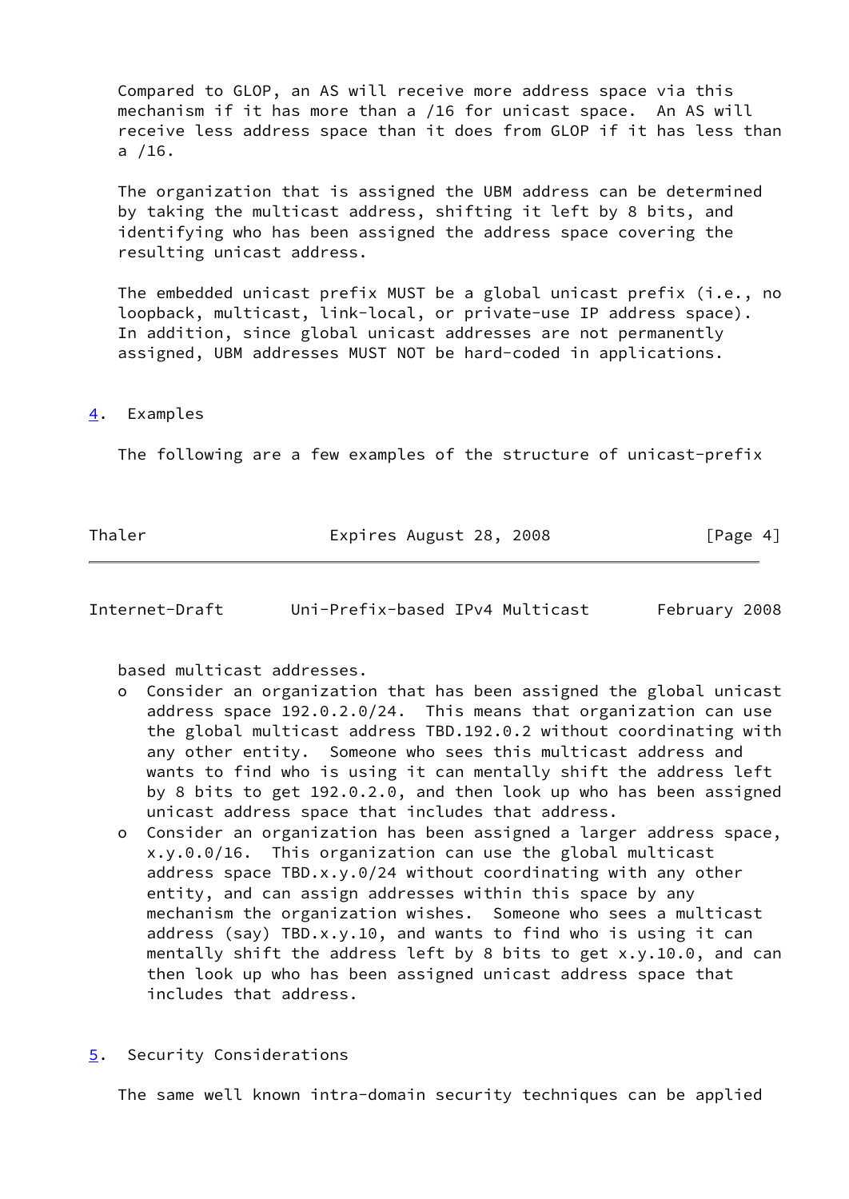Compared to GLOP, an AS will receive more address space via this mechanism if it has more than a /16 for unicast space. An AS will receive less address space than it does from GLOP if it has less than a /16.

The organization that is assigned the UBM address can be determined by taking the multicast address, shifting it left by 8 bits, and identifying who has been assigned the address space covering the resulting unicast address.

The embedded unicast prefix MUST be a global unicast prefix (i.e., no loopback, multicast, link-local, or private-use IP address space). In addition, since global unicast addresses are not permanently assigned, UBM addresses MUST NOT be hard-coded in applications.

## 4. Examples

The following are a few examples of the structure of unicast-prefix based multicast addresses.

- Consider an organization that has been assigned the global unicast address space 192.0.2.0/24. This means that organization can use the global multicast address TBD.192.0.2 without coordinating with any other entity. Someone who sees this multicast address and wants to find who is using it can mentally shift the address left by 8 bits to get 192.0.2.0, and then look up who has been assigned unicast address space that includes that address.
- Consider an organization has been assigned a larger address space, x.y.0.0/16. This organization can use the global multicast address space TBD.x.y.0/24 without coordinating with any other entity, and can assign addresses within this space by any mechanism the organization wishes. Someone who sees a multicast address (say) TBD.x.y.10, and wants to find who is using it can mentally shift the address left by 8 bits to get x.y.10.0, and can then look up who has been assigned unicast address space that includes that address.

## 5. Security Considerations

The same well known intra-domain security techniques can be applied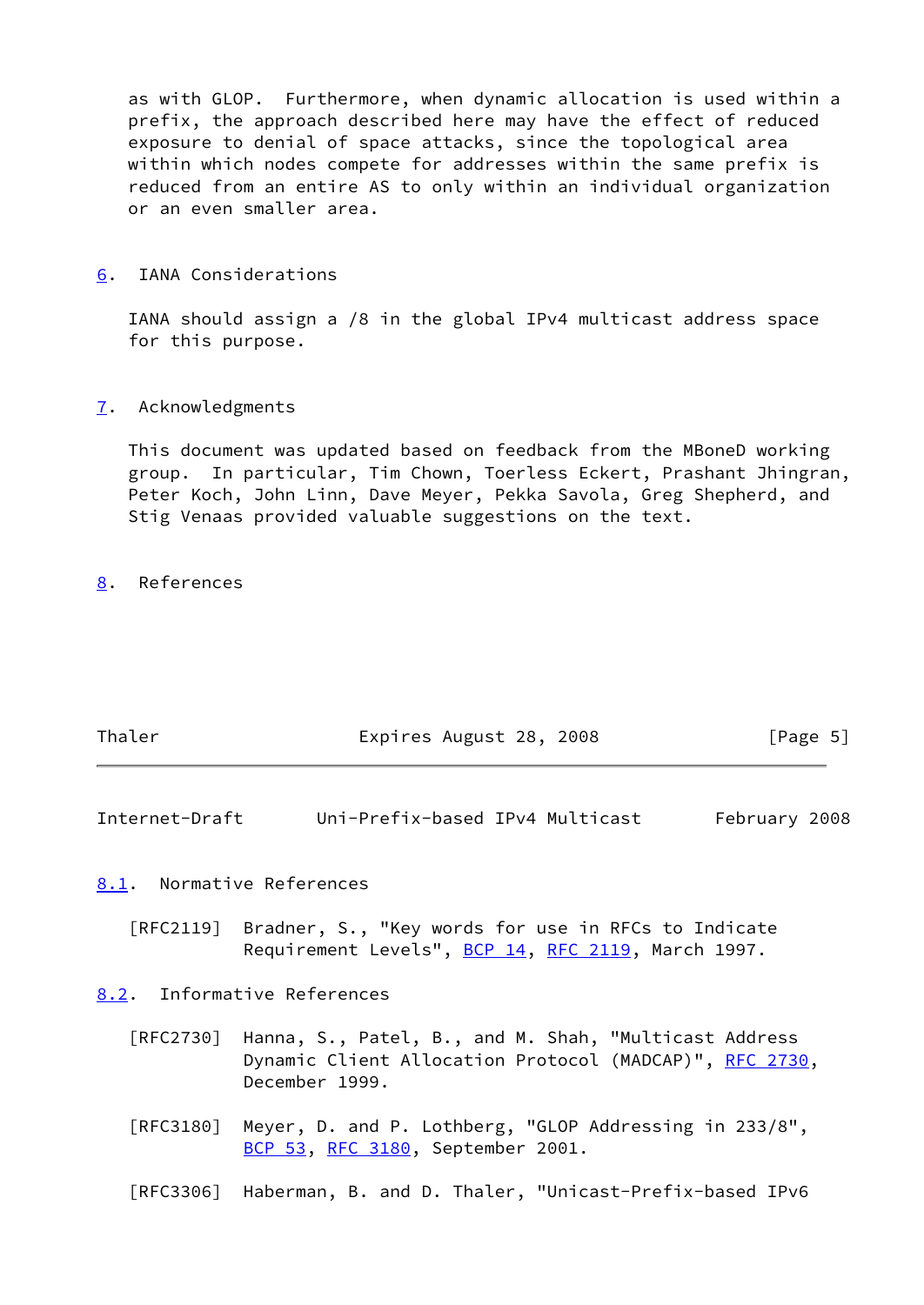as with GLOP. Furthermore, when dynamic allocation is used within a prefix, the approach described here may have the effect of reduced exposure to denial of space attacks, since the topological area within which nodes compete for addresses within the same prefix is reduced from an entire AS to only within an individual organization or an even smaller area.

## 6. IANA Considerations

IANA should assign a /8 in the global IPv4 multicast address space for this purpose.

## 7. Acknowledgments

This document was updated based on feedback from the MBoneD working group. In particular, Tim Chown, Toerless Eckert, Prashant Jhingran, Peter Koch, John Linn, Dave Meyer, Pekka Savola, Greg Shepherd, and Stig Venaas provided valuable suggestions on the text.

## 8. References

### 8.1. Normative References

[RFC2119] Bradner, S., "Key words for use in RFCs to Indicate Requirement Levels", BCP 14, RFC 2119, March 1997.

### 8.2. Informative References

[RFC2730] Hanna, S., Patel, B., and M. Shah, "Multicast Address Dynamic Client Allocation Protocol (MADCAP)", RFC 2730, December 1999.

[RFC3180] Meyer, D. and P. Lothberg, "GLOP Addressing in 233/8", BCP 53, RFC 3180, September 2001.

[RFC3306] Haberman, B. and D. Thaler, "Unicast-Prefix-based IPv6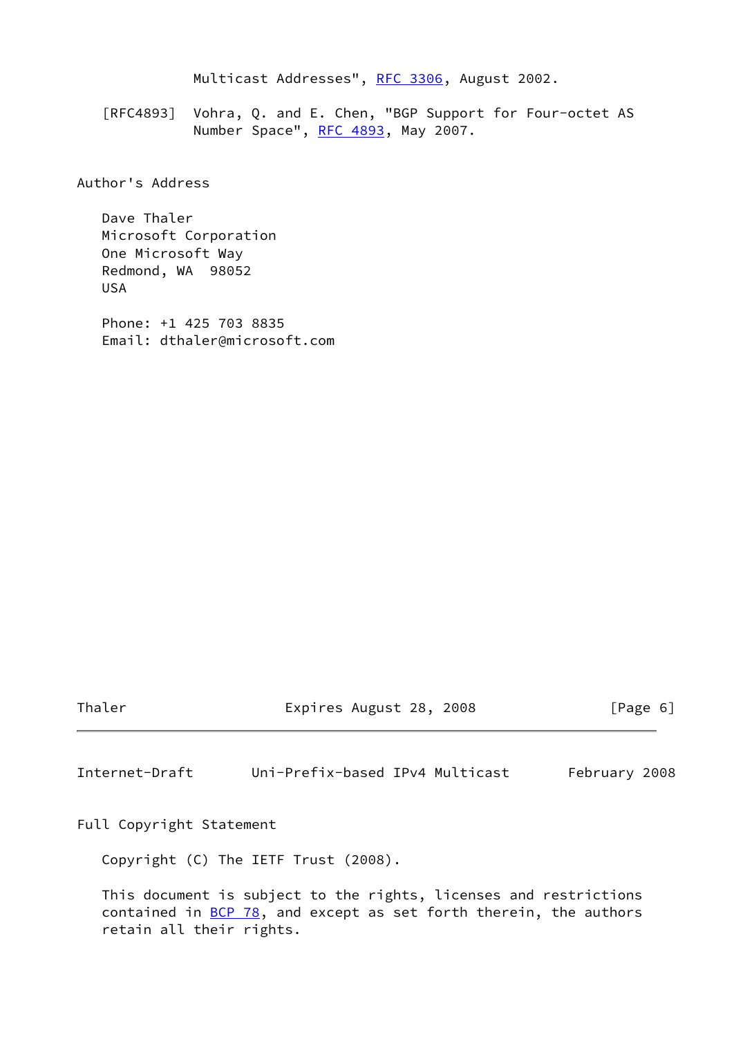Multicast Addresses", RFC 3306, August 2002.

[RFC4893] Vohra, Q. and E. Chen, "BGP Support for Four-octet AS Number Space", RFC 4893, May 2007.

## Author's Address

Dave Thaler
Microsoft Corporation
One Microsoft Way
Redmond, WA 98052
USA

Phone: +1 425 703 8835
Email: dthaler@microsoft.com

## Full Copyright Statement

Copyright (C) The IETF Trust (2008).

This document is subject to the rights, licenses and restrictions contained in BCP 78, and except as set forth therein, the authors retain all their rights.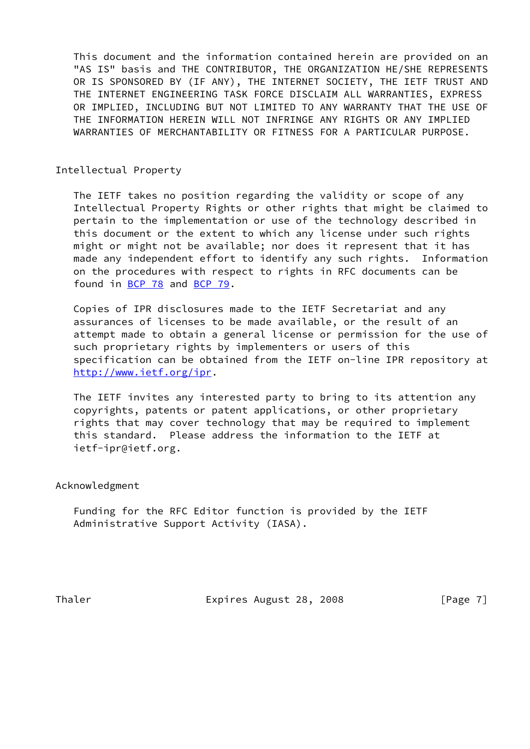This document and the information contained herein are provided on an "AS IS" basis and THE CONTRIBUTOR, THE ORGANIZATION HE/SHE REPRESENTS OR IS SPONSORED BY (IF ANY), THE INTERNET SOCIETY, THE IETF TRUST AND THE INTERNET ENGINEERING TASK FORCE DISCLAIM ALL WARRANTIES, EXPRESS OR IMPLIED, INCLUDING BUT NOT LIMITED TO ANY WARRANTY THAT THE USE OF THE INFORMATION HEREIN WILL NOT INFRINGE ANY RIGHTS OR ANY IMPLIED WARRANTIES OF MERCHANTABILITY OR FITNESS FOR A PARTICULAR PURPOSE.

## Intellectual Property

The IETF takes no position regarding the validity or scope of any Intellectual Property Rights or other rights that might be claimed to pertain to the implementation or use of the technology described in this document or the extent to which any license under such rights might or might not be available; nor does it represent that it has made any independent effort to identify any such rights. Information on the procedures with respect to rights in RFC documents can be found in BCP 78 and BCP 79.

Copies of IPR disclosures made to the IETF Secretariat and any assurances of licenses to be made available, or the result of an attempt made to obtain a general license or permission for the use of such proprietary rights by implementers or users of this specification can be obtained from the IETF on-line IPR repository at http://www.ietf.org/ipr.

The IETF invites any interested party to bring to its attention any copyrights, patents or patent applications, or other proprietary rights that may cover technology that may be required to implement this standard. Please address the information to the IETF at ietf-ipr@ietf.org.

## Acknowledgment

Funding for the RFC Editor function is provided by the IETF Administrative Support Activity (IASA).